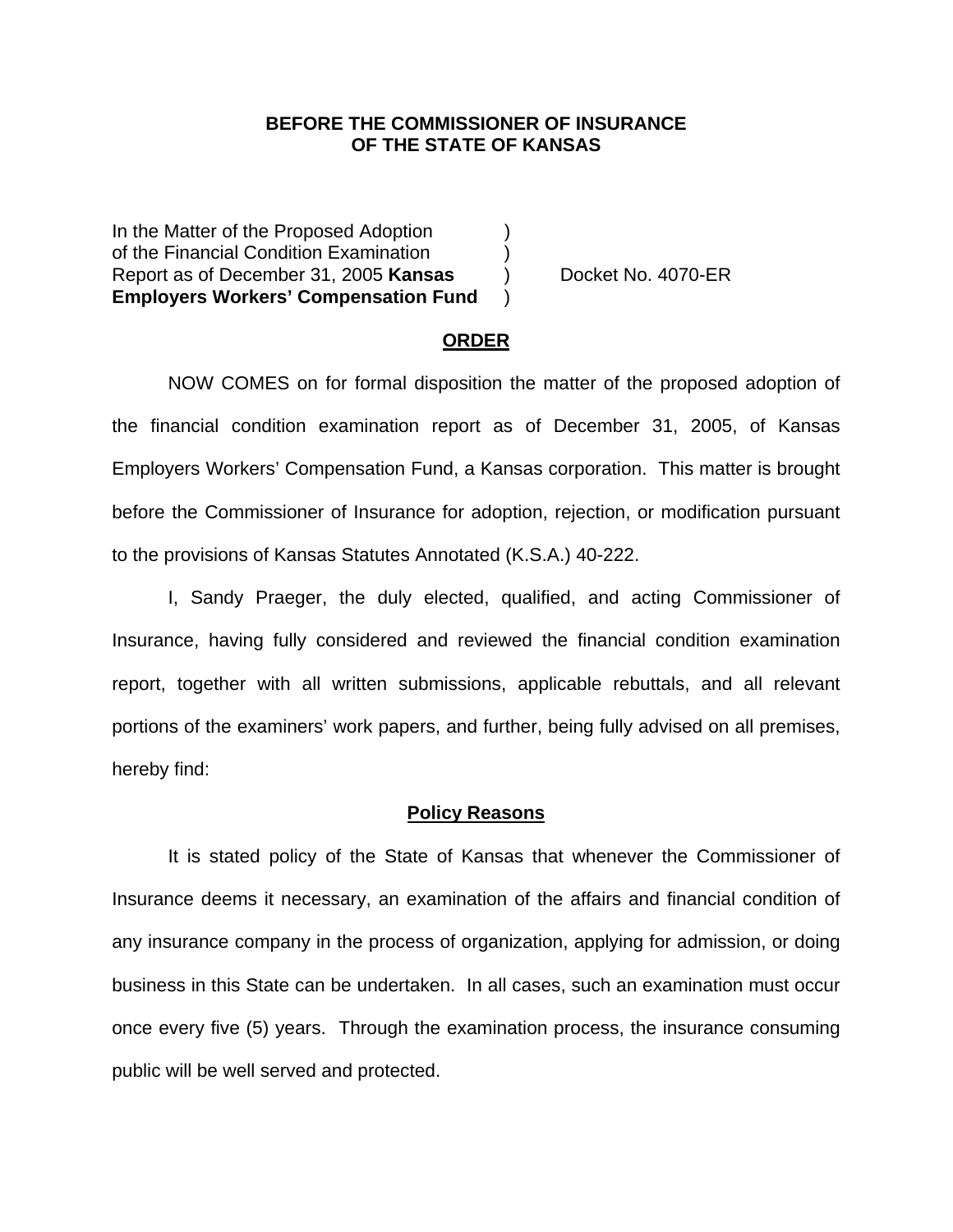**BEFORE THE COMMISSIONER OF INSURANCE**
**OF THE STATE OF KANSAS**

In the Matter of the Proposed Adoption )
of the Financial Condition Examination )
Report as of December 31, 2005 **Kansas** ) Docket No. 4070-ER
**Employers Workers' Compensation Fund** )

## ORDER

NOW COMES on for formal disposition the matter of the proposed adoption of the financial condition examination report as of December 31, 2005, of Kansas Employers Workers' Compensation Fund, a Kansas corporation. This matter is brought before the Commissioner of Insurance for adoption, rejection, or modification pursuant to the provisions of Kansas Statutes Annotated (K.S.A.) 40-222.

I, Sandy Praeger, the duly elected, qualified, and acting Commissioner of Insurance, having fully considered and reviewed the financial condition examination report, together with all written submissions, applicable rebuttals, and all relevant portions of the examiners' work papers, and further, being fully advised on all premises, hereby find:

## Policy Reasons

It is stated policy of the State of Kansas that whenever the Commissioner of Insurance deems it necessary, an examination of the affairs and financial condition of any insurance company in the process of organization, applying for admission, or doing business in this State can be undertaken. In all cases, such an examination must occur once every five (5) years. Through the examination process, the insurance consuming public will be well served and protected.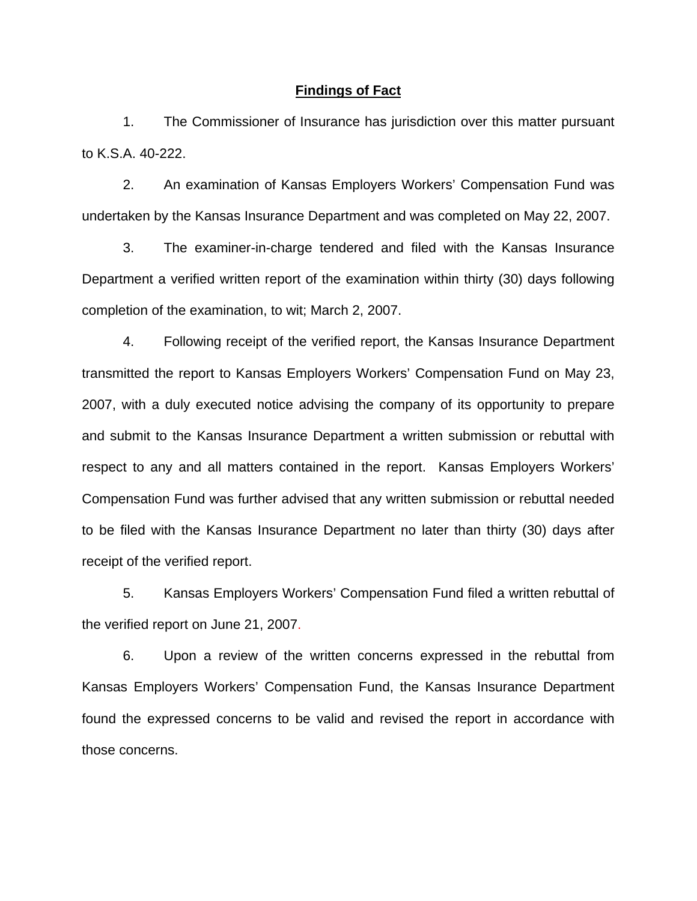## **Findings of Fact**

1. The Commissioner of Insurance has jurisdiction over this matter pursuant to K.S.A. 40-222.

2. An examination of Kansas Employers Workers' Compensation Fund was undertaken by the Kansas Insurance Department and was completed on May 22, 2007.

3. The examiner-in-charge tendered and filed with the Kansas Insurance Department a verified written report of the examination within thirty (30) days following completion of the examination, to wit; March 2, 2007.

4. Following receipt of the verified report, the Kansas Insurance Department transmitted the report to Kansas Employers Workers' Compensation Fund on May 23, 2007, with a duly executed notice advising the company of its opportunity to prepare and submit to the Kansas Insurance Department a written submission or rebuttal with respect to any and all matters contained in the report. Kansas Employers Workers' Compensation Fund was further advised that any written submission or rebuttal needed to be filed with the Kansas Insurance Department no later than thirty (30) days after receipt of the verified report.

5. Kansas Employers Workers' Compensation Fund filed a written rebuttal of the verified report on June 21, 2007.

6. Upon a review of the written concerns expressed in the rebuttal from Kansas Employers Workers' Compensation Fund, the Kansas Insurance Department found the expressed concerns to be valid and revised the report in accordance with those concerns.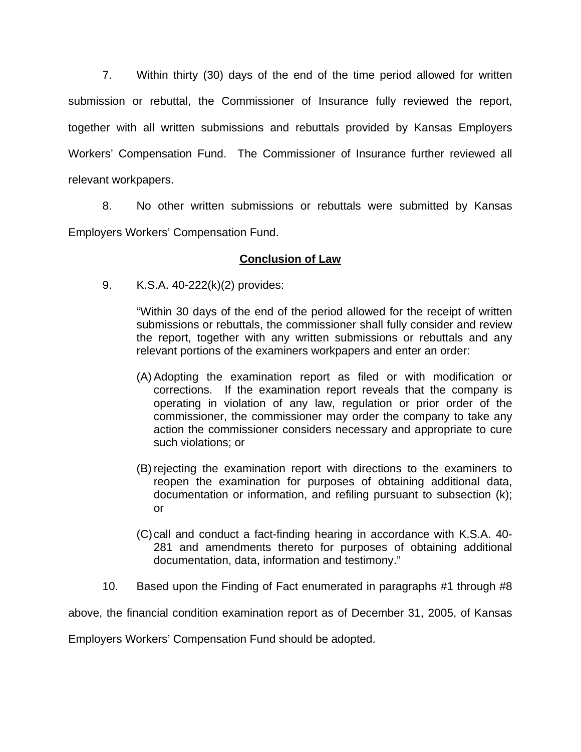7. Within thirty (30) days of the end of the time period allowed for written submission or rebuttal, the Commissioner of Insurance fully reviewed the report, together with all written submissions and rebuttals provided by Kansas Employers Workers' Compensation Fund. The Commissioner of Insurance further reviewed all relevant workpapers.

8. No other written submissions or rebuttals were submitted by Kansas Employers Workers' Compensation Fund.

**Conclusion of Law**

9. K.S.A. 40-222(k)(2) provides:

> "Within 30 days of the end of the period allowed for the receipt of written submissions or rebuttals, the commissioner shall fully consider and review the report, together with any written submissions or rebuttals and any relevant portions of the examiners workpapers and enter an order:
>
> (A) Adopting the examination report as filed or with modification or corrections. If the examination report reveals that the company is operating in violation of any law, regulation or prior order of the commissioner, the commissioner may order the company to take any action the commissioner considers necessary and appropriate to cure such violations; or
>
> (B) rejecting the examination report with directions to the examiners to reopen the examination for purposes of obtaining additional data, documentation or information, and refiling pursuant to subsection (k); or
>
> (C) call and conduct a fact-finding hearing in accordance with K.S.A. 40-281 and amendments thereto for purposes of obtaining additional documentation, data, information and testimony."

10. Based upon the Finding of Fact enumerated in paragraphs #1 through #8 above, the financial condition examination report as of December 31, 2005, of Kansas Employers Workers' Compensation Fund should be adopted.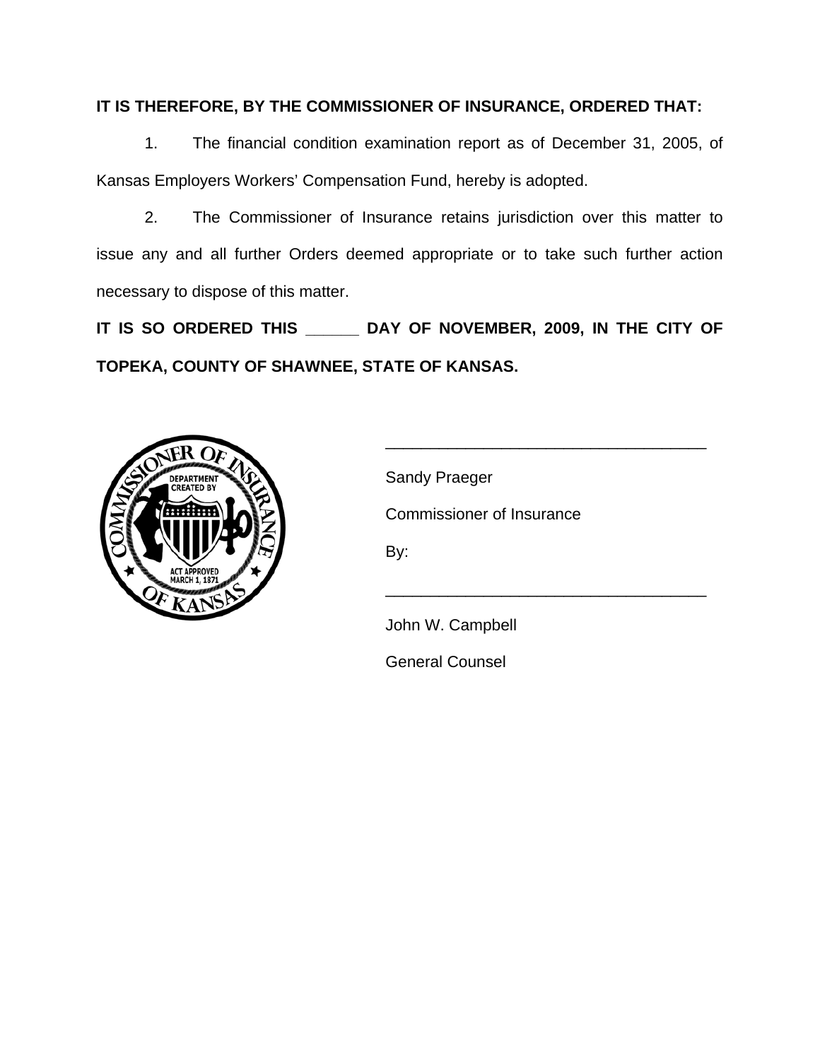**IT IS THEREFORE, BY THE COMMISSIONER OF INSURANCE, ORDERED THAT:**

1. The financial condition examination report as of December 31, 2005, of Kansas Employers Workers' Compensation Fund, hereby is adopted.

2. The Commissioner of Insurance retains jurisdiction over this matter to issue any and all further Orders deemed appropriate or to take such further action necessary to dispose of this matter.

**IT IS SO ORDERED THIS ______ DAY OF NOVEMBER, 2009, IN THE CITY OF TOPEKA, COUNTY OF SHAWNEE, STATE OF KANSAS.**

_____________________________________

Sandy Praeger

Commissioner of Insurance

By:

_____________________________________

John W. Campbell

General Counsel